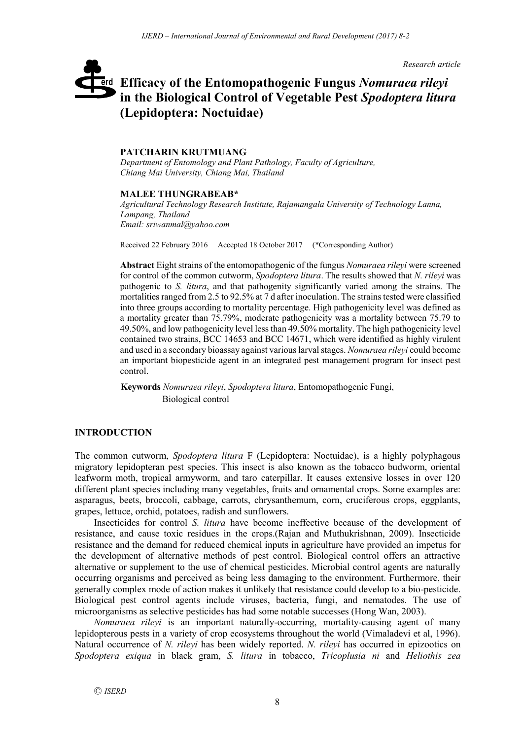*Research article*

# Efficacy of the Entomopathogenic Fungus *Nomuraea rileyi* in the Biological Control of Vegetable Pest *Spodoptera litura* (Lepidoptera: Noctuidae)

**PATCHARIN KRUTMUANG**
*Department of Entomology and Plant Pathology, Faculty of Agriculture, Chiang Mai University, Chiang Mai, Thailand*

**MALEE THUNGRABEAB***
*Agricultural Technology Research Institute, Rajamangala University of Technology Lanna, Lampang, Thailand*
*Email: sriwanmal@yahoo.com*

Received 22 February 2016 Accepted 18 October 2017 (*Corresponding Author)

**Abstract** Eight strains of the entomopathogenic of the fungus *Nomuraea rileyi* were screened for control of the common cutworm, *Spodoptera litura*. The results showed that *N. rileyi* was pathogenic to *S. litura*, and that pathogenity significantly varied among the strains. The mortalities ranged from 2.5 to 92.5% at 7 d after inoculation. The strains tested were classified into three groups according to mortality percentage. High pathogenicity level was defined as a mortality greater than 75.79%, moderate pathogenicity was a mortality between 75.79 to 49.50%, and low pathogenicity level less than 49.50% mortality. The high pathogenicity level contained two strains, BCC 14653 and BCC 14671, which were identified as highly virulent and used in a secondary bioassay against various larval stages. *Nomuraea rileyi* could become an important biopesticide agent in an integrated pest management program for insect pest control.

**Keywords** *Nomuraea rileyi*, *Spodoptera litura*, Entomopathogenic Fungi, Biological control

## INTRODUCTION

The common cutworm, *Spodoptera litura* F (Lepidoptera: Noctuidae), is a highly polyphagous migratory lepidopteran pest species. This insect is also known as the tobacco budworm, oriental leafworm moth, tropical armyworm, and taro caterpillar. It causes extensive losses in over 120 different plant species including many vegetables, fruits and ornamental crops. Some examples are: asparagus, beets, broccoli, cabbage, carrots, chrysanthemum, corn, cruciferous crops, eggplants, grapes, lettuce, orchid, potatoes, radish and sunflowers.

Insecticides for control *S. litura* have become ineffective because of the development of resistance, and cause toxic residues in the crops.(Rajan and Muthukrishnan, 2009). Insecticide resistance and the demand for reduced chemical inputs in agriculture have provided an impetus for the development of alternative methods of pest control. Biological control offers an attractive alternative or supplement to the use of chemical pesticides. Microbial control agents are naturally occurring organisms and perceived as being less damaging to the environment. Furthermore, their generally complex mode of action makes it unlikely that resistance could develop to a bio-pesticide. Biological pest control agents include viruses, bacteria, fungi, and nematodes. The use of microorganisms as selective pesticides has had some notable successes (Hong Wan, 2003).

*Nomuraea rileyi* is an important naturally-occurring, mortality-causing agent of many lepidopterous pests in a variety of crop ecosystems throughout the world (Vimaladevi et al, 1996). Natural occurrence of *N. rileyi* has been widely reported. *N. rileyi* has occurred in epizootics on *Spodoptera exiqua* in black gram, *S. litura* in tobacco, *Tricoplusia ni* and *Heliothis zea*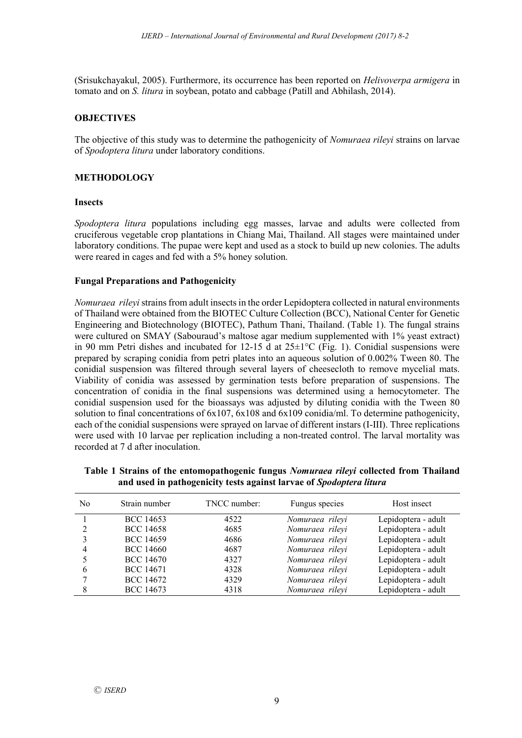(Srisukchayakul, 2005). Furthermore, its occurrence has been reported on *Helivoverpa armigera* in tomato and on *S. litura* in soybean, potato and cabbage (Patill and Abhilash, 2014).

## OBJECTIVES

The objective of this study was to determine the pathogenicity of *Nomuraea rileyi* strains on larvae of *Spodoptera litura* under laboratory conditions.

## METHODOLOGY

### Insects

*Spodoptera litura* populations including egg masses, larvae and adults were collected from cruciferous vegetable crop plantations in Chiang Mai, Thailand. All stages were maintained under laboratory conditions. The pupae were kept and used as a stock to build up new colonies. The adults were reared in cages and fed with a 5% honey solution.

### Fungal Preparations and Pathogenicity

*Nomuraea rileyi* strains from adult insects in the order Lepidoptera collected in natural environments of Thailand were obtained from the BIOTEC Culture Collection (BCC), National Center for Genetic Engineering and Biotechnology (BIOTEC), Pathum Thani, Thailand. (Table 1). The fungal strains were cultured on SMAY (Sabouraud's maltose agar medium supplemented with 1% yeast extract) in 90 mm Petri dishes and incubated for 12-15 d at 25±1°C (Fig. 1). Conidial suspensions were prepared by scraping conidia from petri plates into an aqueous solution of 0.002% Tween 80. The conidial suspension was filtered through several layers of cheesecloth to remove mycelial mats. Viability of conidia was assessed by germination tests before preparation of suspensions. The concentration of conidia in the final suspensions was determined using a hemocytometer. The conidial suspension used for the bioassays was adjusted by diluting conidia with the Tween 80 solution to final concentrations of 6x107, 6x108 and 6x109 conidia/ml. To determine pathogenicity, each of the conidial suspensions were sprayed on larvae of different instars (I-III). Three replications were used with 10 larvae per replication including a non-treated control. The larval mortality was recorded at 7 d after inoculation.

**Table 1 Strains of the entomopathogenic fungus *Nomuraea rileyi* collected from Thailand and used in pathogenicity tests against larvae of *Spodoptera litura***

| No | Strain number | TNCC number: | Fungus species | Host insect |
|---|---|---|---|---|
| 1 | BCC 14653 | 4522 | *Nomuraea rileyi* | Lepidoptera - adult |
| 2 | BCC 14658 | 4685 | *Nomuraea rileyi* | Lepidoptera - adult |
| 3 | BCC 14659 | 4686 | *Nomuraea rileyi* | Lepidoptera - adult |
| 4 | BCC 14660 | 4687 | *Nomuraea rileyi* | Lepidoptera - adult |
| 5 | BCC 14670 | 4327 | *Nomuraea rileyi* | Lepidoptera - adult |
| 6 | BCC 14671 | 4328 | *Nomuraea rileyi* | Lepidoptera - adult |
| 7 | BCC 14672 | 4329 | *Nomuraea rileyi* | Lepidoptera - adult |
| 8 | BCC 14673 | 4318 | *Nomuraea rileyi* | Lepidoptera - adult |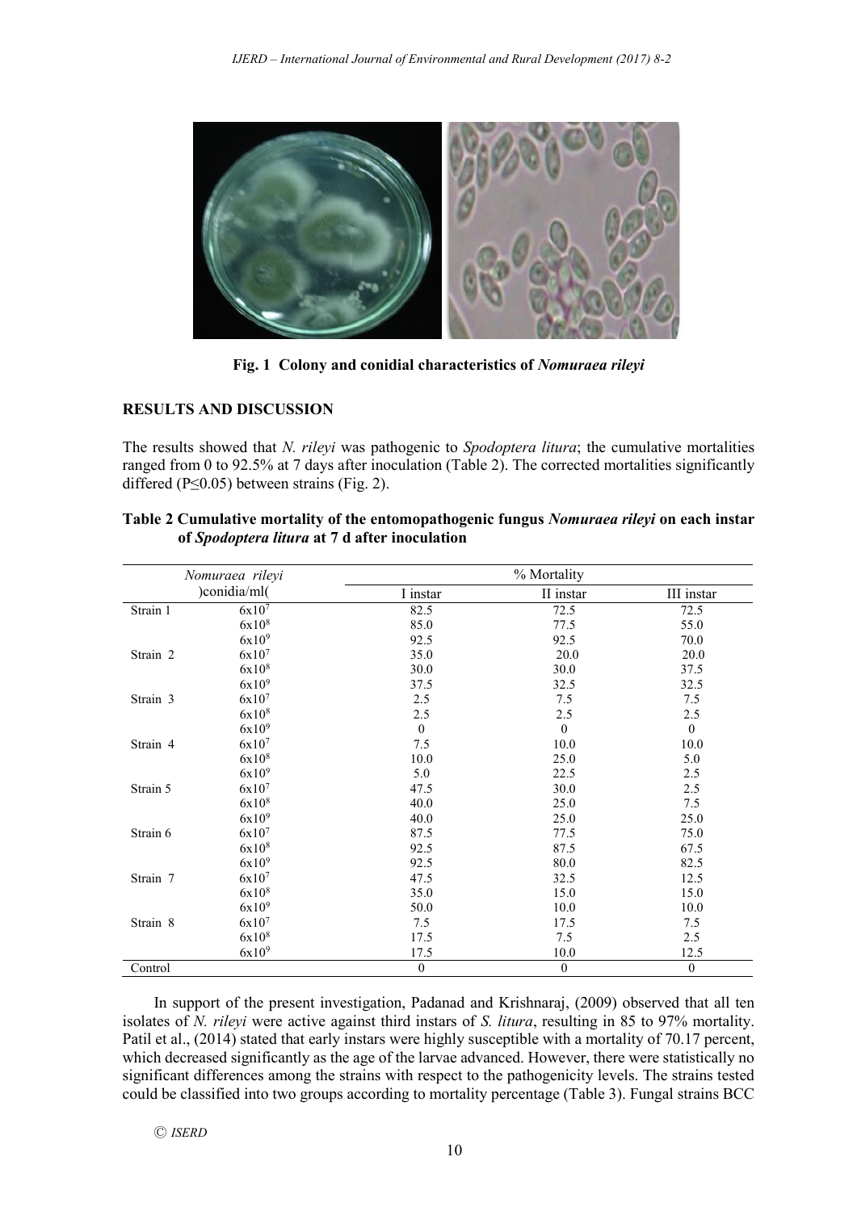**Fig. 1 Colony and conidial characteristics of *Nomuraea rileyi***

## RESULTS AND DISCUSSION

The results showed that *N. rileyi* was pathogenic to *Spodoptera litura*; the cumulative mortalities ranged from 0 to 92.5% at 7 days after inoculation (Table 2). The corrected mortalities significantly differed (P≤0.05) between strains (Fig. 2).

**Table 2 Cumulative mortality of the entomopathogenic fungus *Nomuraea rileyi* on each instar of *Spodoptera litura* at 7 d after inoculation**

| *Nomuraea rileyi* | )conidia/ml( | % Mortality | | |
|---|---|---|---|---|
| | | I instar | II instar | III instar |
| Strain 1 | 6x10$^7$ | 82.5 | 72.5 | 72.5 |
| | 6x10$^8$ | 85.0 | 77.5 | 55.0 |
| | 6x10$^9$ | 92.5 | 92.5 | 70.0 |
| Strain 2 | 6x10$^7$ | 35.0 | 20.0 | 20.0 |
| | 6x10$^8$ | 30.0 | 30.0 | 37.5 |
| | 6x10$^9$ | 37.5 | 32.5 | 32.5 |
| Strain 3 | 6x10$^7$ | 2.5 | 7.5 | 7.5 |
| | 6x10$^8$ | 2.5 | 2.5 | 2.5 |
| | 6x10$^9$ | 0 | 0 | 0 |
| Strain 4 | 6x10$^7$ | 7.5 | 10.0 | 10.0 |
| | 6x10$^8$ | 10.0 | 25.0 | 5.0 |
| | 6x10$^9$ | 5.0 | 22.5 | 2.5 |
| Strain 5 | 6x10$^7$ | 47.5 | 30.0 | 2.5 |
| | 6x10$^8$ | 40.0 | 25.0 | 7.5 |
| | 6x10$^9$ | 40.0 | 25.0 | 25.0 |
| Strain 6 | 6x10$^7$ | 87.5 | 77.5 | 75.0 |
| | 6x10$^8$ | 92.5 | 87.5 | 67.5 |
| | 6x10$^9$ | 92.5 | 80.0 | 82.5 |
| Strain 7 | 6x10$^7$ | 47.5 | 32.5 | 12.5 |
| | 6x10$^8$ | 35.0 | 15.0 | 15.0 |
| | 6x10$^9$ | 50.0 | 10.0 | 10.0 |
| Strain 8 | 6x10$^7$ | 7.5 | 17.5 | 7.5 |
| | 6x10$^8$ | 17.5 | 7.5 | 2.5 |
| | 6x10$^9$ | 17.5 | 10.0 | 12.5 |
| Control | | 0 | 0 | 0 |

In support of the present investigation, Padanad and Krishnaraj, (2009) observed that all ten isolates of *N. rileyi* were active against third instars of *S. litura*, resulting in 85 to 97% mortality. Patil et al., (2014) stated that early instars were highly susceptible with a mortality of 70.17 percent, which decreased significantly as the age of the larvae advanced. However, there were statistically no significant differences among the strains with respect to the pathogenicity levels. The strains tested could be classified into two groups according to mortality percentage (Table 3). Fungal strains BCC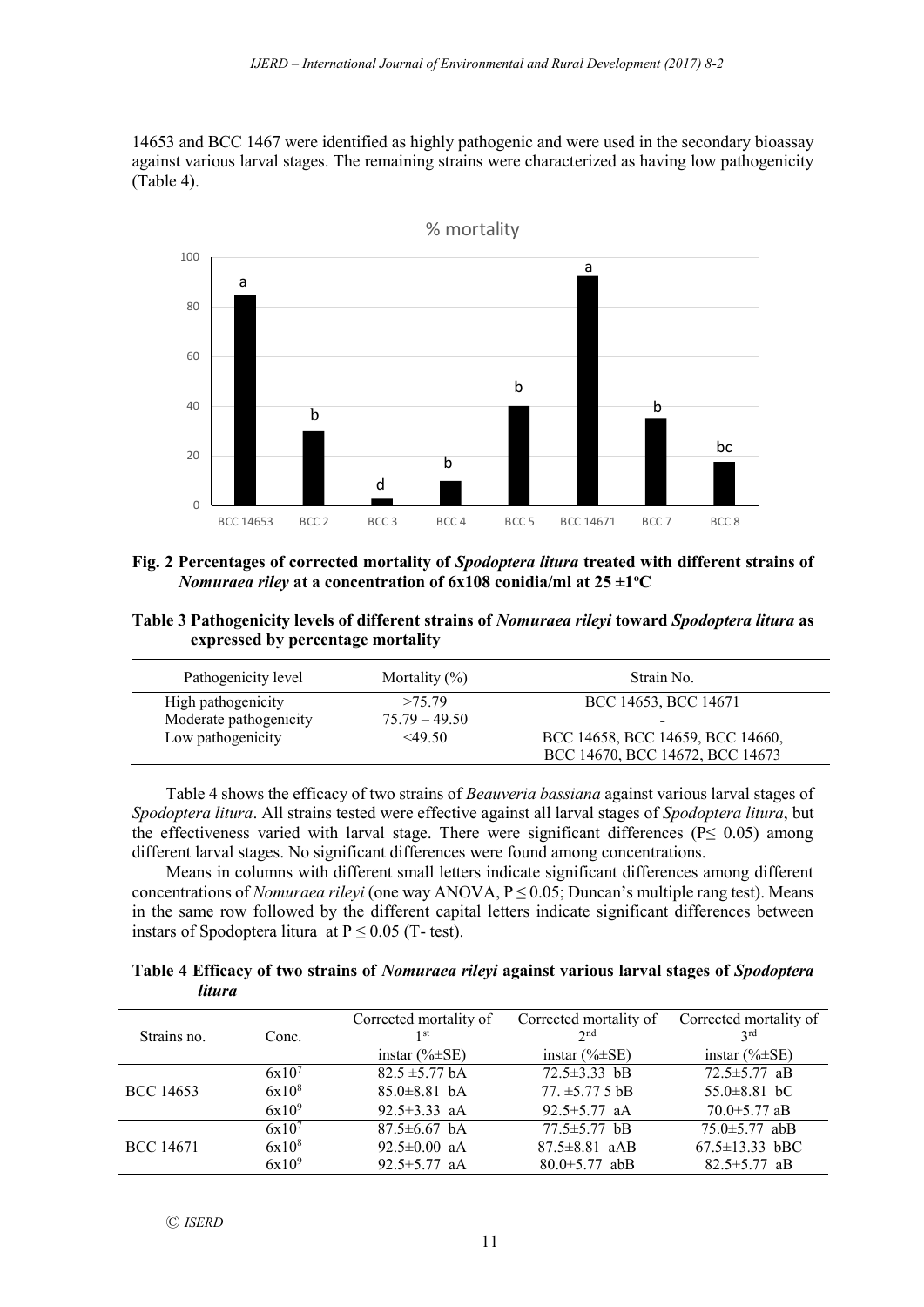14653 and BCC 1467 were identified as highly pathogenic and were used in the secondary bioassay against various larval stages. The remaining strains were characterized as having low pathogenicity (Table 4).

**Fig. 2 Percentages of corrected mortality of *Spodoptera litura* treated with different strains of *Nomuraea riley* at a concentration of 6x108 conidia/ml at 25 ±1°C**

**Table 3 Pathogenicity levels of different strains of *Nomuraea rileyi* toward *Spodoptera litura* as expressed by percentage mortality**

| Pathogenicity level | Mortality (%) | Strain No. |
|---|---|---|
| High pathogenicity | >75.79 | BCC 14653, BCC 14671 |
| Moderate pathogenicity | 75.79 – 49.50 | - |
| Low pathogenicity | <49.50 | BCC 14658, BCC 14659, BCC 14660, BCC 14670, BCC 14672, BCC 14673 |

Table 4 shows the efficacy of two strains of *Beauveria bassiana* against various larval stages of *Spodoptera litura*. All strains tested were effective against all larval stages of *Spodoptera litura*, but the effectiveness varied with larval stage. There were significant differences ($P \leq 0.05$) among different larval stages. No significant differences were found among concentrations.

Means in columns with different small letters indicate significant differences among different concentrations of *Nomuraea rileyi* (one way ANOVA, $P \leq 0.05$; Duncan's multiple rang test). Means in the same row followed by the different capital letters indicate significant differences between instars of Spodoptera litura at $P \leq 0.05$ (T- test).

**Table 4 Efficacy of two strains of *Nomuraea rileyi* against various larval stages of *Spodoptera litura***

| Strains no. | Conc. | Corrected mortality of 1st instar (%±SE) | Corrected mortality of 2nd instar (%±SE) | Corrected mortality of 3rd instar (%±SE) |
|---|---|---|---|---|
| BCC 14653 | $6x10^7$ | 82.5 ±5.77 bA | 72.5±3.33 bB | 72.5±5.77 aB |
| | $6x10^8$ | 85.0±8.81 bA | 77. ±5.77 5 bB | 55.0±8.81 bC |
| | $6x10^9$ | 92.5±3.33 aA | 92.5±5.77 aA | 70.0±5.77 aB |
| BCC 14671 | $6x10^7$ | 87.5±6.67 bA | 77.5±5.77 bB | 75.0±5.77 abB |
| | $6x10^8$ | 92.5±0.00 aA | 87.5±8.81 aAB | 67.5±13.33 bBC |
| | $6x10^9$ | 92.5±5.77 aA | 80.0±5.77 abB | 82.5±5.77 aB |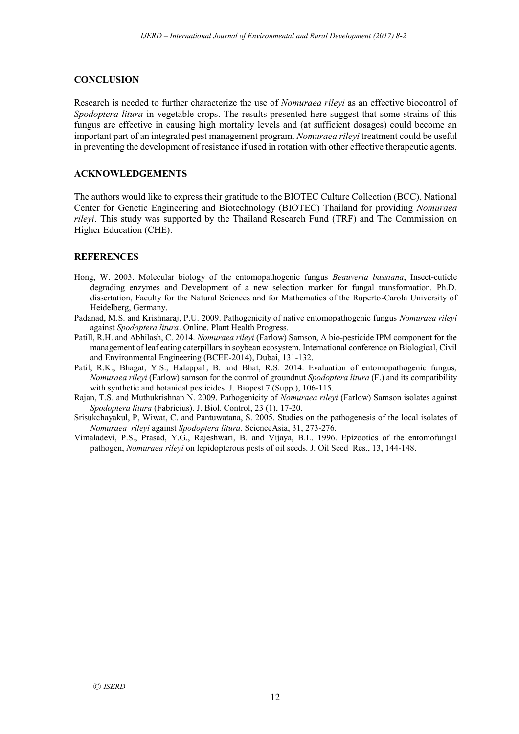## CONCLUSION

Research is needed to further characterize the use of *Nomuraea rileyi* as an effective biocontrol of *Spodoptera litura* in vegetable crops. The results presented here suggest that some strains of this fungus are effective in causing high mortality levels and (at sufficient dosages) could become an important part of an integrated pest management program. *Nomuraea rileyi* treatment could be useful in preventing the development of resistance if used in rotation with other effective therapeutic agents.

## ACKNOWLEDGEMENTS

The authors would like to express their gratitude to the BIOTEC Culture Collection (BCC), National Center for Genetic Engineering and Biotechnology (BIOTEC) Thailand for providing *Nomuraea rileyi*. This study was supported by the Thailand Research Fund (TRF) and The Commission on Higher Education (CHE).

## REFERENCES

Hong, W. 2003. Molecular biology of the entomopathogenic fungus *Beauveria bassiana*, Insect-cuticle degrading enzymes and Development of a new selection marker for fungal transformation. Ph.D. dissertation, Faculty for the Natural Sciences and for Mathematics of the Ruperto-Carola University of Heidelberg, Germany.

Padanad, M.S. and Krishnaraj, P.U. 2009. Pathogenicity of native entomopathogenic fungus *Nomuraea rileyi* against *Spodoptera litura*. Online. Plant Health Progress.

Patill, R.H. and Abhilash, C. 2014. *Nomuraea rileyi* (Farlow) Samson, A bio-pesticide IPM component for the management of leaf eating caterpillars in soybean ecosystem. International conference on Biological, Civil and Environmental Engineering (BCEE-2014), Dubai, 131-132.

Patil, R.K., Bhagat, Y.S., Halappa1, B. and Bhat, R.S. 2014. Evaluation of entomopathogenic fungus, *Nomuraea rileyi* (Farlow) samson for the control of groundnut *Spodoptera litura* (F.) and its compatibility with synthetic and botanical pesticides. J. Biopest 7 (Supp.), 106-115.

Rajan, T.S. and Muthukrishnan N. 2009. Pathogenicity of *Nomuraea rileyi* (Farlow) Samson isolates against *Spodoptera litura* (Fabricius). J. Biol. Control, 23 (1), 17-20.

Srisukchayakul, P, Wiwat, C. and Pantuwatana, S. 2005. Studies on the pathogenesis of the local isolates of *Nomuraea rileyi* against *Spodoptera litura*. ScienceAsia, 31, 273-276.

Vimaladevi, P.S., Prasad, Y.G., Rajeshwari, B. and Vijaya, B.L. 1996. Epizootics of the entomofungal pathogen, *Nomuraea rileyi* on lepidopterous pests of oil seeds. J. Oil Seed Res., 13, 144-148.